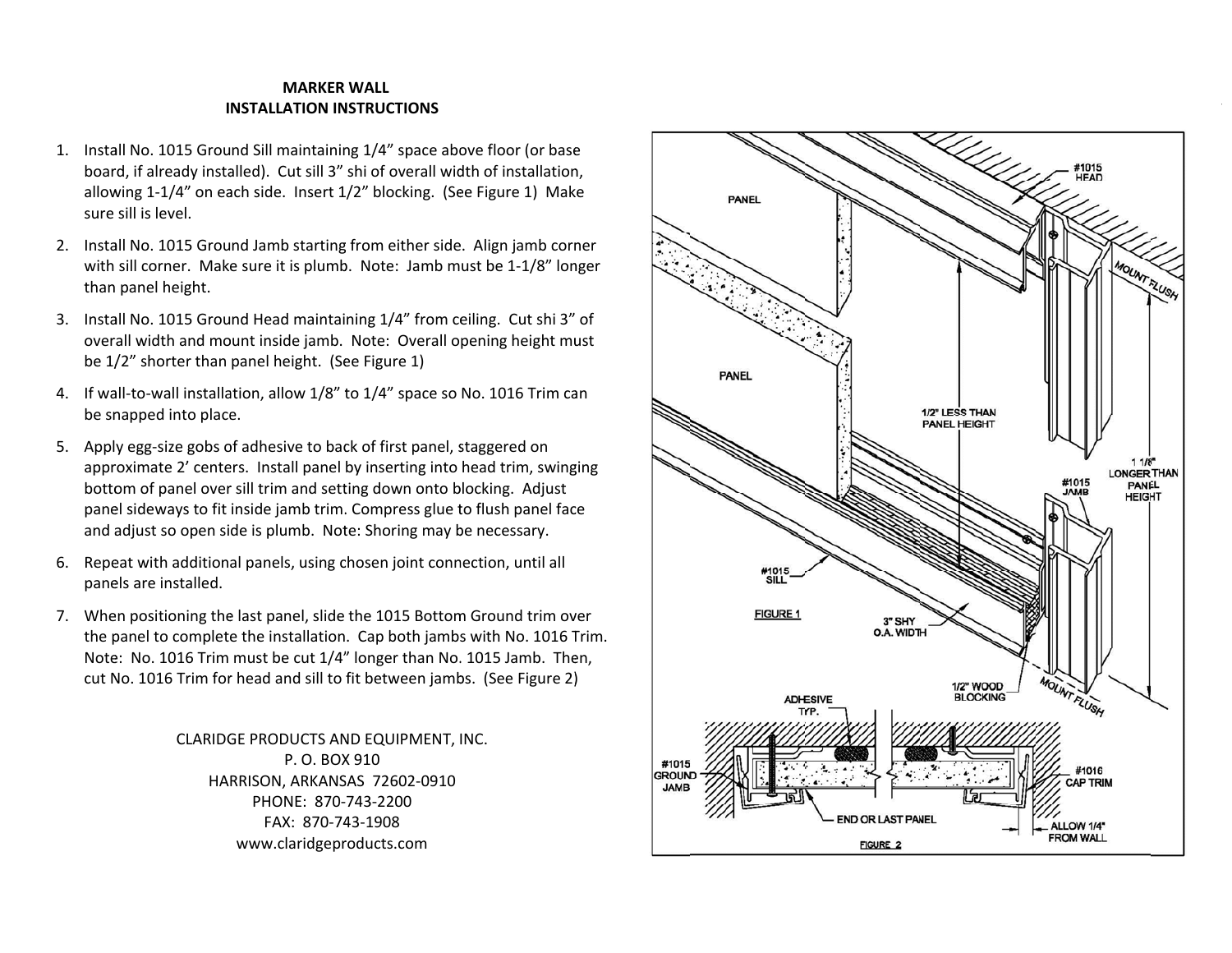# MARKER WALL
## INSTALLATION INSTRUCTIONS

1. Install No. 1015 Ground Sill maintaining 1/4” space above floor (or base board, if already installed). Cut sill 3” shi of overall width of installation, allowing 1-1/4” on each side. Insert 1/2” blocking. (See Figure 1) Make sure sill is level.
2. Install No. 1015 Ground Jamb starting from either side. Align jamb corner with sill corner. Make sure it is plumb. Note: Jamb must be 1-1/8” longer than panel height.
3. Install No. 1015 Ground Head maintaining 1/4” from ceiling. Cut shi 3” of overall width and mount inside jamb. Note: Overall opening height must be 1/2” shorter than panel height. (See Figure 1)
4. If wall-to-wall installation, allow 1/8” to 1/4” space so No. 1016 Trim can be snapped into place.
5. Apply egg-size gobs of adhesive to back of first panel, staggered on approximate 2’ centers. Install panel by inserting into head trim, swinging bottom of panel over sill trim and setting down onto blocking. Adjust panel sideways to fit inside jamb trim. Compress glue to flush panel face and adjust so open side is plumb. Note: Shoring may be necessary.
6. Repeat with additional panels, using chosen joint connection, until all panels are installed.
7. When positioning the last panel, slide the 1015 Bottom Ground trim over the panel to complete the installation. Cap both jambs with No. 1016 Trim. Note: No. 1016 Trim must be cut 1/4” longer than No. 1015 Jamb. Then, cut No. 1016 Trim for head and sill to fit between jambs. (See Figure 2)

CLARIDGE PRODUCTS AND EQUIPMENT, INC.
P. O. BOX 910
HARRISON, ARKANSAS 72602-0910
PHONE: 870-743-2200
FAX: 870-743-1908
www.claridgeproducts.com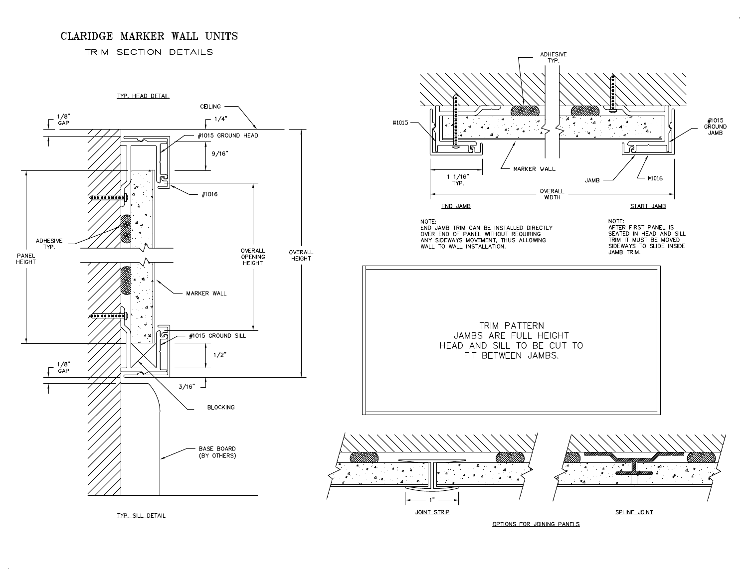# CLARIDGE MARKER WALL UNITS

## TRIM SECTION DETAILS

TYP. HEAD DETAIL

CEILING

1/8" GAP

1/4"

#1015 GROUND HEAD

9/16"

#1016

PANEL HEIGHT

ADHESIVE TYP.

OVERALL OPENING HEIGHT

OVERALL HEIGHT

MARKER WALL

#1015 GROUND SILL

1/2"

1/8" GAP

3/16"

BLOCKING

BASE BOARD (BY OTHERS)

TYP. SILL DETAIL

ADHESIVE TYP.

#1015

#1015 GROUND JAMB

MARKER WALL

1 1/16" TYP.

JAMB

#1016

OVERALL WIDTH

END JAMB

START JAMB

NOTE:
END JAMB TRIM CAN BE INSTALLED DIRECTLY OVER END OF PANEL WITHOUT REQUIRING ANY SIDEWAYS MOVEMENT, THUS ALLOWING WALL TO WALL INSTALLATION.

NOTE:
AFTER FIRST PANEL IS SEATED IN HEAD AND SILL TRIM IT MUST BE MOVED SIDEWAYS TO SLIDE INSIDE JAMB TRIM.

TRIM PATTERN
JAMBS ARE FULL HEIGHT
HEAD AND SILL TO BE CUT TO FIT BETWEEN JAMBS.

1"

JOINT STRIP

SPLINE JOINT

OPTIONS FOR JOINING PANELS